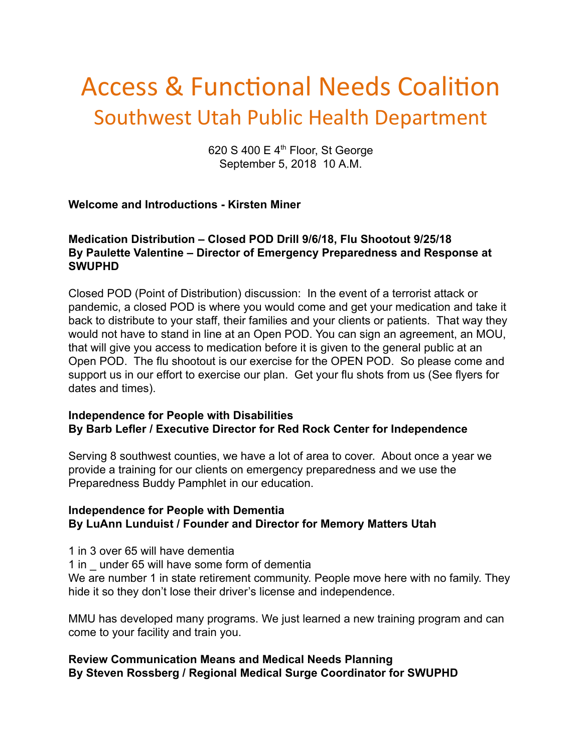# Access & Functional Needs Coalition

## Southwest Utah Public Health Department

620 S 400 E 4th Floor, St George
September 5, 2018 10 A.M.

**Welcome and Introductions - Kirsten Miner**

**Medication Distribution – Closed POD Drill 9/6/18, Flu Shootout 9/25/18**
**By Paulette Valentine – Director of Emergency Preparedness and Response at SWUPHD**

Closed POD (Point of Distribution) discussion: In the event of a terrorist attack or pandemic, a closed POD is where you would come and get your medication and take it back to distribute to your staff, their families and your clients or patients. That way they would not have to stand in line at an Open POD. You can sign an agreement, an MOU, that will give you access to medication before it is given to the general public at an Open POD. The flu shootout is our exercise for the OPEN POD. So please come and support us in our effort to exercise our plan. Get your flu shots from us (See flyers for dates and times).

**Independence for People with Disabilities**
**By Barb Lefler / Executive Director for Red Rock Center for Independence**

Serving 8 southwest counties, we have a lot of area to cover. About once a year we provide a training for our clients on emergency preparedness and we use the Preparedness Buddy Pamphlet in our education.

**Independence for People with Dementia**
**By LuAnn Lunduist / Founder and Director for Memory Matters Utah**

1 in 3 over 65 will have dementia
1 in _ under 65 will have some form of dementia
We are number 1 in state retirement community. People move here with no family. They hide it so they don't lose their driver's license and independence.

MMU has developed many programs. We just learned a new training program and can come to your facility and train you.

**Review Communication Means and Medical Needs Planning**
**By Steven Rossberg / Regional Medical Surge Coordinator for SWUPHD**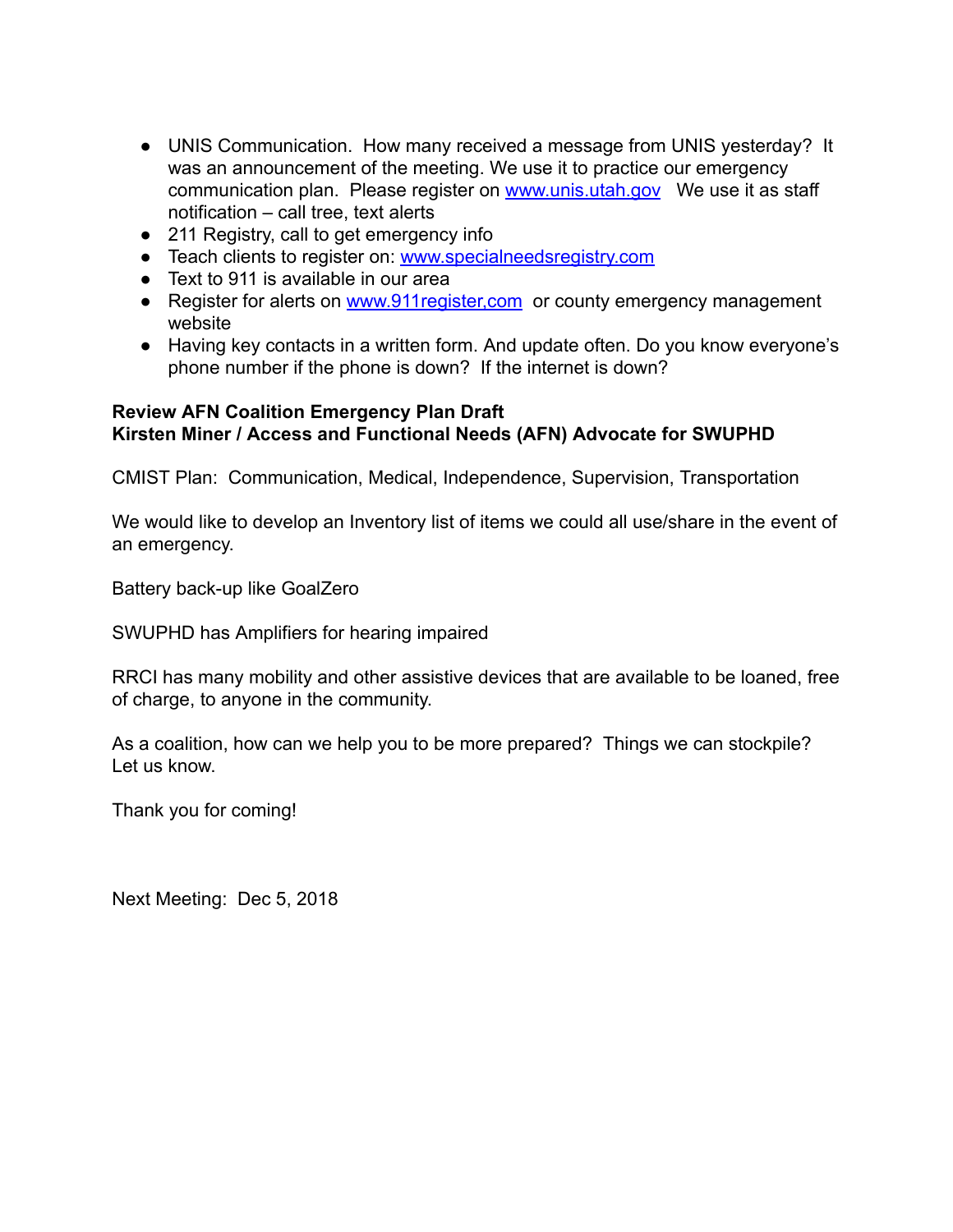- UNIS Communication. How many received a message from UNIS yesterday? It was an announcement of the meeting. We use it to practice our emergency communication plan. Please register on www.unis.utah.gov We use it as staff notification – call tree, text alerts
- 211 Registry, call to get emergency info
- Teach clients to register on: www.specialneedsregistry.com
- Text to 911 is available in our area
- Register for alerts on www.911register,com or county emergency management website
- Having key contacts in a written form. And update often. Do you know everyone's phone number if the phone is down? If the internet is down?

**Review AFN Coalition Emergency Plan Draft**
**Kirsten Miner / Access and Functional Needs (AFN) Advocate for SWUPHD**

CMIST Plan: Communication, Medical, Independence, Supervision, Transportation

We would like to develop an Inventory list of items we could all use/share in the event of an emergency.

Battery back-up like GoalZero

SWUPHD has Amplifiers for hearing impaired

RRCI has many mobility and other assistive devices that are available to be loaned, free of charge, to anyone in the community.

As a coalition, how can we help you to be more prepared? Things we can stockpile? Let us know.

Thank you for coming!

Next Meeting: Dec 5, 2018